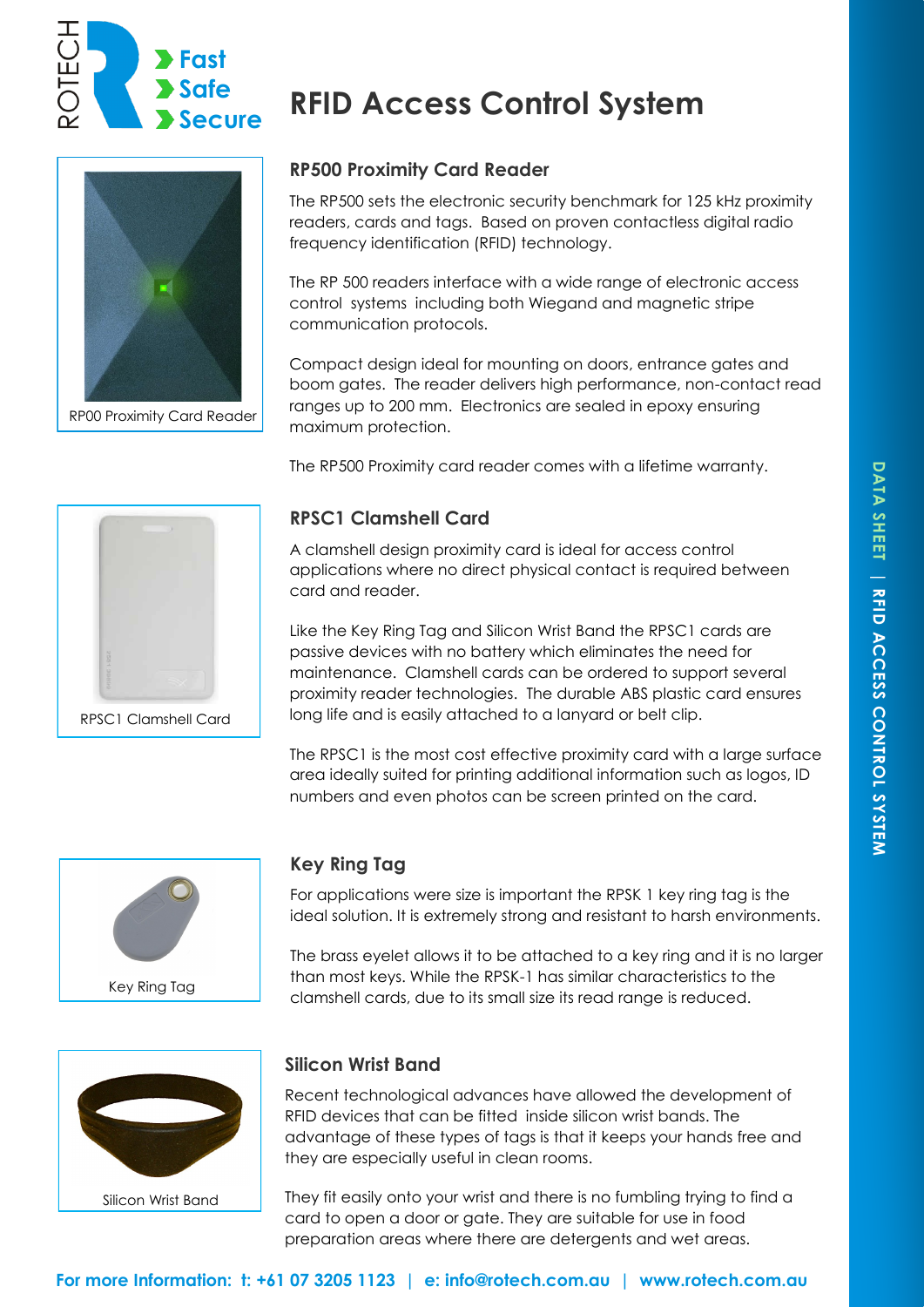ROTECH

Fast
Safe
Secure

# RFID Access Control System

RP00 Proximity Card Reader

## RP500 Proximity Card Reader

The RP500 sets the electronic security benchmark for 125 kHz proximity readers, cards and tags. Based on proven contactless digital radio frequency identification (RFID) technology.

The RP 500 readers interface with a wide range of electronic access control systems including both Wiegand and magnetic stripe communication protocols.

Compact design ideal for mounting on doors, entrance gates and boom gates. The reader delivers high performance, non-contact read ranges up to 200 mm. Electronics are sealed in epoxy ensuring maximum protection.

The RP500 Proximity card reader comes with a lifetime warranty.

RPSC1 Clamshell Card

## RPSC1 Clamshell Card

A clamshell design proximity card is ideal for access control applications where no direct physical contact is required between card and reader.

Like the Key Ring Tag and Silicon Wrist Band the RPSC1 cards are passive devices with no battery which eliminates the need for maintenance. Clamshell cards can be ordered to support several proximity reader technologies. The durable ABS plastic card ensures long life and is easily attached to a lanyard or belt clip.

The RPSC1 is the most cost effective proximity card with a large surface area ideally suited for printing additional information such as logos, ID numbers and even photos can be screen printed on the card.

Key Ring Tag

## Key Ring Tag

For applications were size is important the RPSK 1 key ring tag is the ideal solution. It is extremely strong and resistant to harsh environments.

The brass eyelet allows it to be attached to a key ring and it is no larger than most keys. While the RPSK-1 has similar characteristics to the clamshell cards, due to its small size its read range is reduced.

Silicon Wrist Band

## Silicon Wrist Band

Recent technological advances have allowed the development of RFID devices that can be fitted inside silicon wrist bands. The advantage of these types of tags is that it keeps your hands free and they are especially useful in clean rooms.

They fit easily onto your wrist and there is no fumbling trying to find a card to open a door or gate. They are suitable for use in food preparation areas where there are detergents and wet areas.

DATA SHEET | RFID ACCESS CONTROL SYSTEM

**For more Information: t: +61 07 3205 1123 | e: info@rotech.com.au | www.rotech.com.au**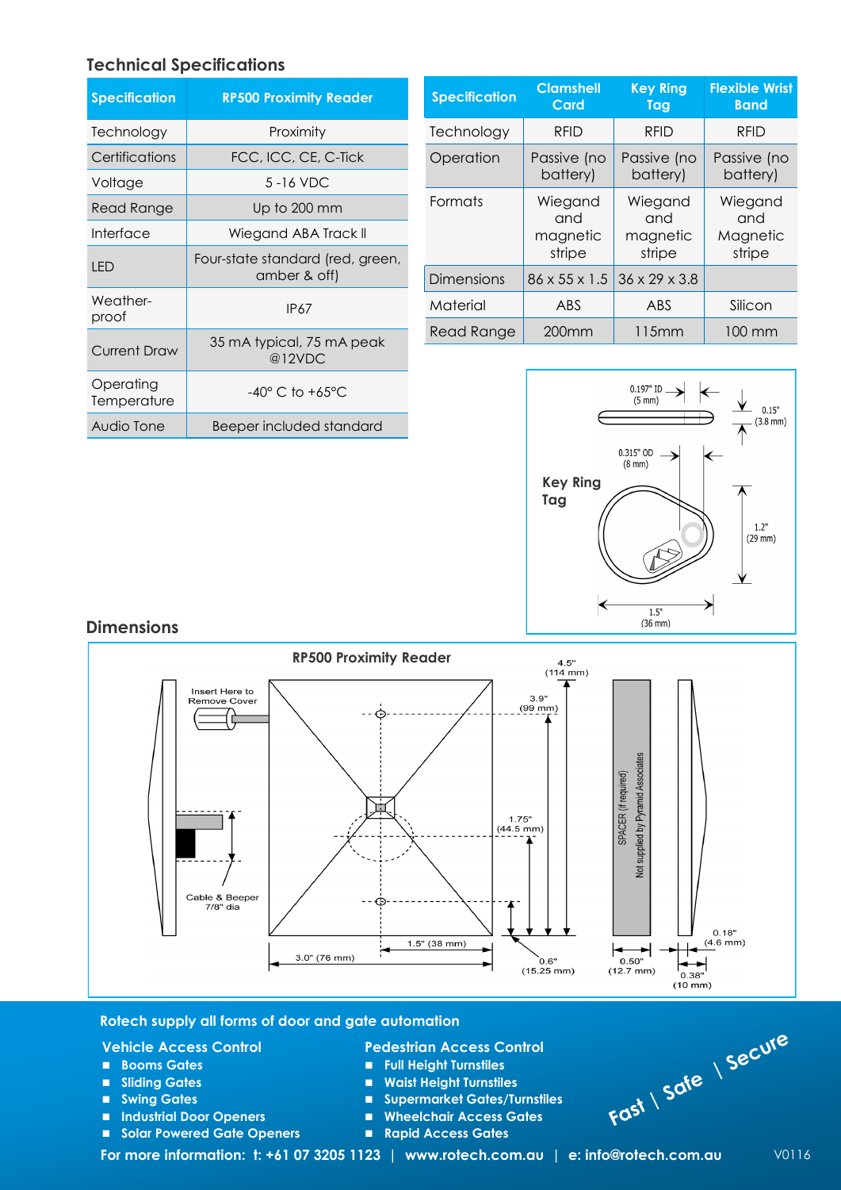## Technical Specifications

| Specification | RP500 Proximity Reader |
|---|---|
| Technology | Proximity |
| Certifications | FCC, ICC, CE, C-Tick |
| Voltage | 5 -16 VDC |
| Read Range | Up to 200 mm |
| Interface | Wiegand ABA Track II |
| LED | Four-state standard (red, green, amber & off) |
| Weather-proof | IP67 |
| Current Draw | 35 mA typical, 75 mA peak @12VDC |
| Operating Temperature | -40° C to +65°C |
| Audio Tone | Beeper included standard |

| Specification | Clamshell Card | Key Ring Tag | Flexible Wrist Band |
|---|---|---|---|
| Technology | RFID | RFID | RFID |
| Operation | Passive (no battery) | Passive (no battery) | Passive (no battery) |
| Formats | Wiegand and magnetic stripe | Wiegand and magnetic stripe | Wiegand and Magnetic stripe |
| Dimensions | 86 x 55 x 1.5 | 36 x 29 x 3.8 | |
| Material | ABS | ABS | Silicon |
| Read Range | 200mm | 115mm | 100 mm |

**Key Ring Tag**

0.197" ID (5 mm)
0.15" (3.8 mm)
0.315" OD (8 mm)
1.2" (29 mm)
1.5" (36 mm)

## Dimensions

**RP500 Proximity Reader**

Insert Here to Remove Cover
Cable & Beeper 7/8" dia
4.5" (114 mm)
3.9" (99 mm)
1.75" (44.5 mm)
1.5" (38 mm)
3.0" (76 mm)
0.6" (15.25 mm)
SPACER (if required) Not supplied by Pyramid Associates
0.50" (12.7 mm)
0.18" (4.6 mm)
0.38" (10 mm)

**Rotech supply all forms of door and gate automation**

**Vehicle Access Control**

- Booms Gates
- Sliding Gates
- Swing Gates
- Industrial Door Openers
- Solar Powered Gate Openers

**Pedestrian Access Control**

- Full Height Turnstiles
- Waist Height Turnstiles
- Supermarket Gates/Turnstiles
- Wheelchair Access Gates
- Rapid Access Gates

Fast | Safe | Secure

**For more information: t: +61 07 3205 1123 | www.rotech.com.au | e: info@rotech.com.au**

V0116